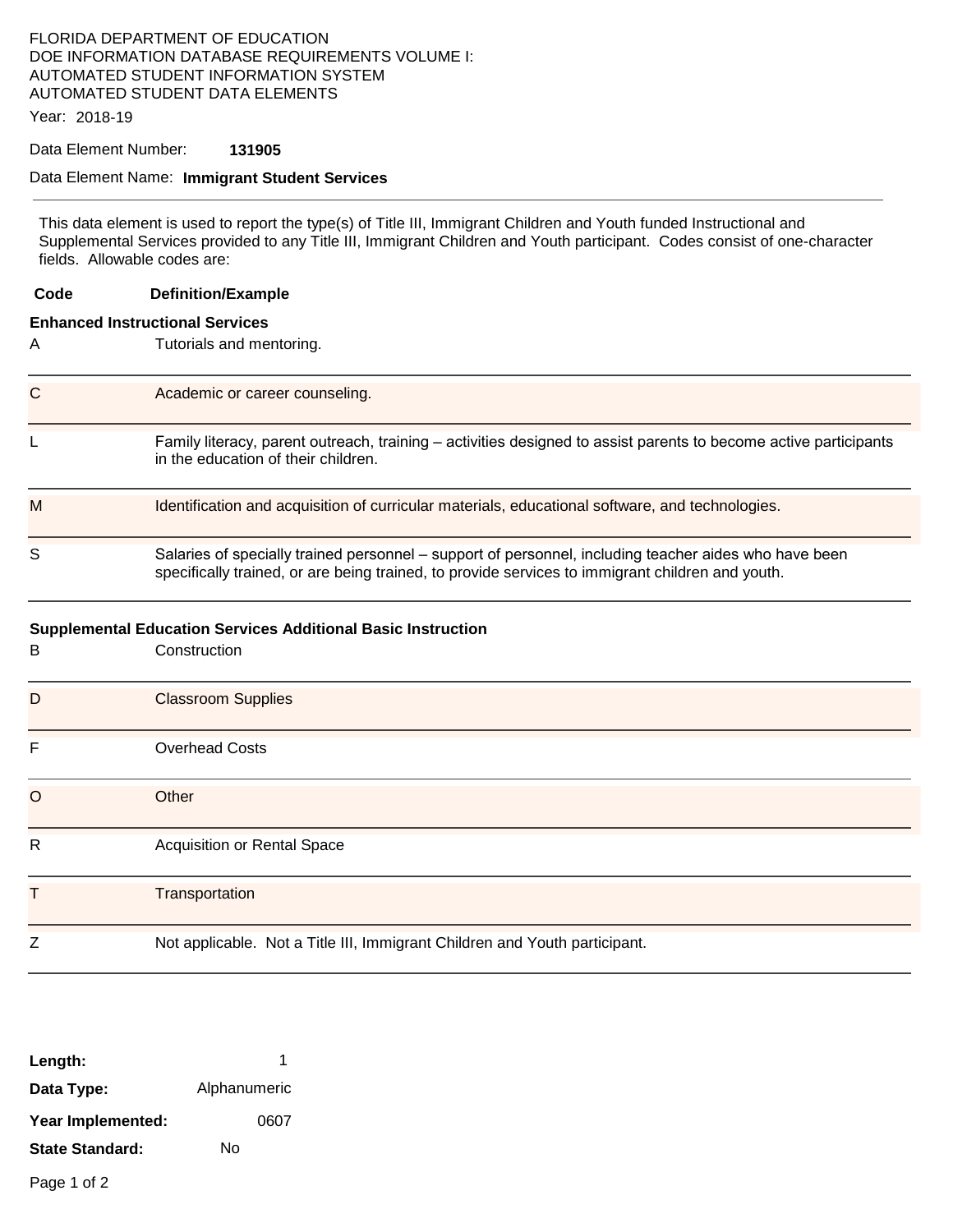FLORIDA DEPARTMENT OF EDUCATION
DOE INFORMATION DATABASE REQUIREMENTS VOLUME I:
AUTOMATED STUDENT INFORMATION SYSTEM
AUTOMATED STUDENT DATA ELEMENTS

Year: 2018-19

Data Element Number: **131905**

Data Element Name: **Immigrant Student Services**

---

This data element is used to report the type(s) of Title III, Immigrant Children and Youth funded Instructional and Supplemental Services provided to any Title III, Immigrant Children and Youth participant. Codes consist of one-character fields. Allowable codes are:

| Code | Definition/Example |
|---|---|
| **Enhanced Instructional Services** | |
| A | Tutorials and mentoring. |
| C | Academic or career counseling. |
| L | Family literacy, parent outreach, training – activities designed to assist parents to become active participants in the education of their children. |
| M | Identification and acquisition of curricular materials, educational software, and technologies. |
| S | Salaries of specially trained personnel – support of personnel, including teacher aides who have been specifically trained, or are being trained, to provide services to immigrant children and youth. |
| **Supplemental Education Services Additional Basic Instruction** | |
| B | Construction |
| D | Classroom Supplies |
| F | Overhead Costs |
| O | Other |
| R | Acquisition or Rental Space |
| T | Transportation |
| Z | Not applicable. Not a Title III, Immigrant Children and Youth participant. |

**Length:** 1

**Data Type:** Alphanumeric

**Year Implemented:** 0607

**State Standard:** No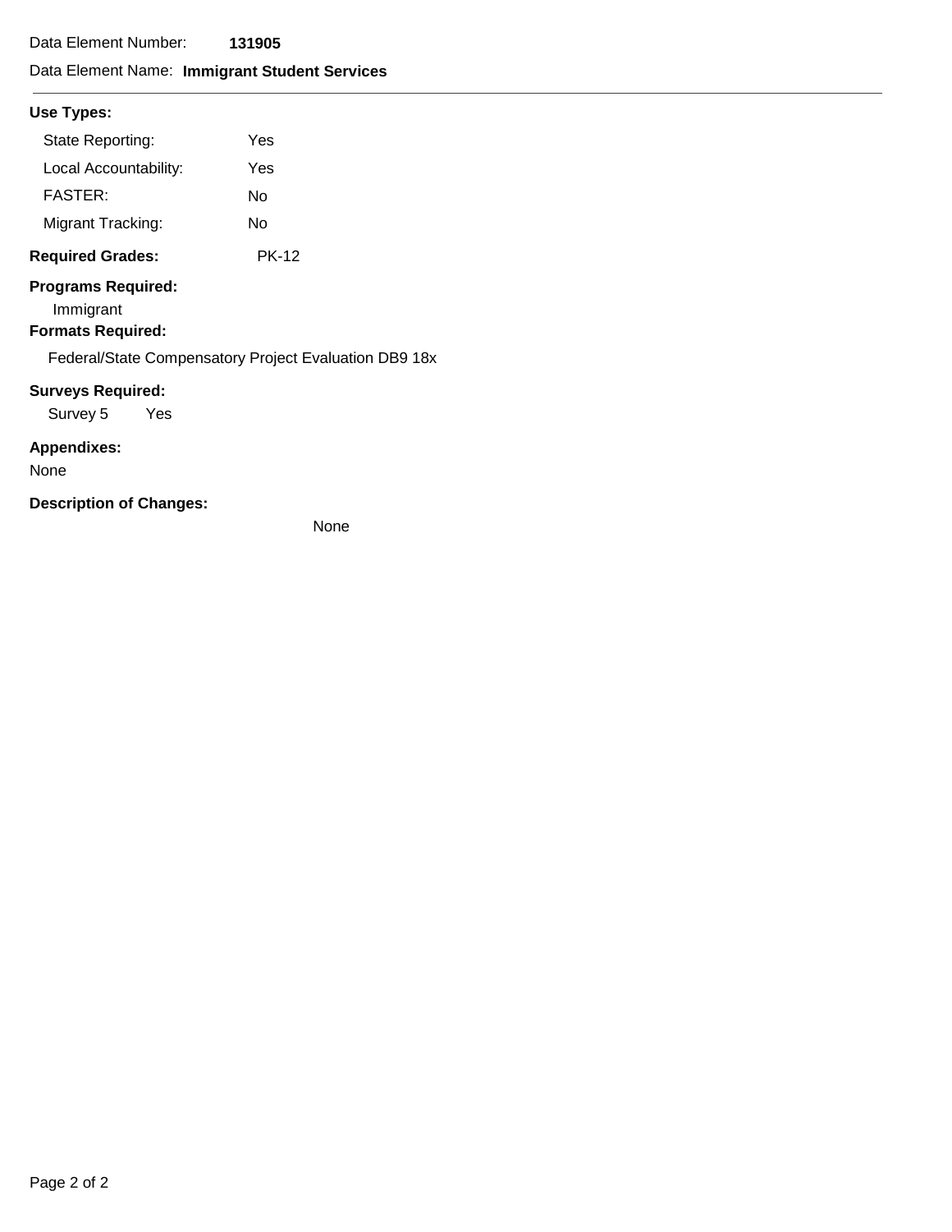Data Element Number: **131905**

Data Element Name: **Immigrant Student Services**

---

**Use Types:**

| | |
|---|---|
| State Reporting: | Yes |
| Local Accountability: | Yes |
| FASTER: | No |
| Migrant Tracking: | No |

**Required Grades:** PK-12

**Programs Required:**

Immigrant

**Formats Required:**

Federal/State Compensatory Project Evaluation DB9 18x

**Surveys Required:**

Survey 5 Yes

**Appendixes:**

None

**Description of Changes:**

None